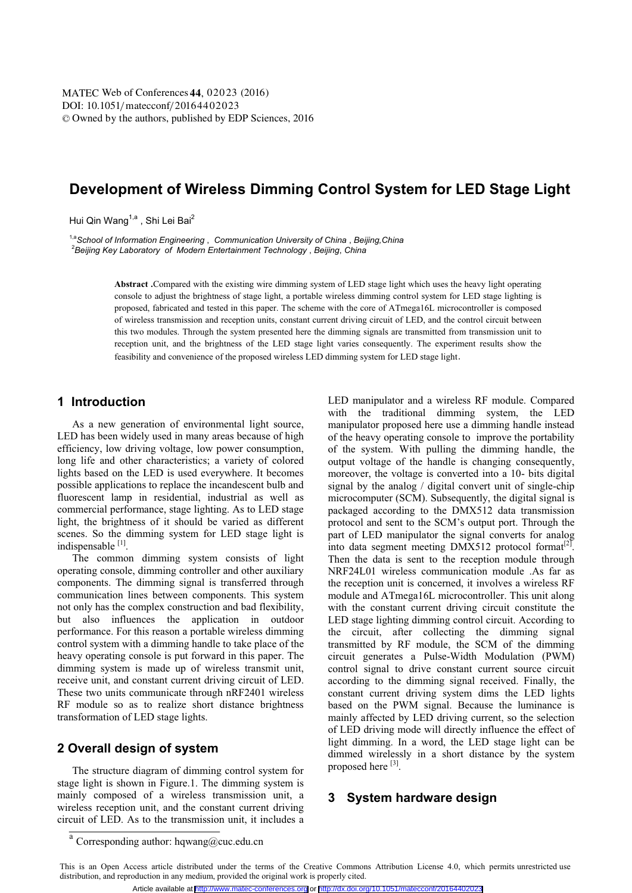# Development of Wireless Dimming Control System for LED Stage Light

Hui Qin Wang[1,a] , Shi Lei Bai[2]

[1,a]*School of Information Engineering , Communication University of China , Beijing,China*
[2]*Beijing Key Laboratory of Modern Entertainment Technology , Beijing, China*

**Abstract .**Compared with the existing wire dimming system of LED stage light which uses the heavy light operating console to adjust the brightness of stage light, a portable wireless dimming control system for LED stage lighting is proposed, fabricated and tested in this paper. The scheme with the core of ATmega16L microcontroller is composed of wireless transmission and reception units, constant current driving circuit of LED, and the control circuit between this two modules. Through the system presented here the dimming signals are transmitted from transmission unit to reception unit, and the brightness of the LED stage light varies consequently. The experiment results show the feasibility and convenience of the proposed wireless LED dimming system for LED stage light.

## 1 Introduction

As a new generation of environmental light source, LED has been widely used in many areas because of high efficiency, low driving voltage, low power consumption, long life and other characteristics; a variety of colored lights based on the LED is used everywhere. It becomes possible applications to replace the incandescent bulb and fluorescent lamp in residential, industrial as well as commercial performance, stage lighting. As to LED stage light, the brightness of it should be varied as different scenes. So the dimming system for LED stage light is indispensable [1].

The common dimming system consists of light operating console, dimming controller and other auxiliary components. The dimming signal is transferred through communication lines between components. This system not only has the complex construction and bad flexibility, but also influences the application in outdoor performance. For this reason a portable wireless dimming control system with a dimming handle to take place of the heavy operating console is put forward in this paper. The dimming system is made up of wireless transmit unit, receive unit, and constant current driving circuit of LED. These two units communicate through nRF2401 wireless RF module so as to realize short distance brightness transformation of LED stage lights.

## 2 Overall design of system

The structure diagram of dimming control system for stage light is shown in Figure.1. The dimming system is mainly composed of a wireless transmission unit, a wireless reception unit, and the constant current driving circuit of LED. As to the transmission unit, it includes a LED manipulator and a wireless RF module. Compared with the traditional dimming system, the LED manipulator proposed here use a dimming handle instead of the heavy operating console to improve the portability of the system. With pulling the dimming handle, the output voltage of the handle is changing consequently, moreover, the voltage is converted into a 10- bits digital signal by the analog / digital convert unit of single-chip microcomputer (SCM). Subsequently, the digital signal is packaged according to the DMX512 data transmission protocol and sent to the SCM's output port. Through the part of LED manipulator the signal converts for analog into data segment meeting DMX512 protocol format[2]. Then the data is sent to the reception module through NRF24L01 wireless communication module .As far as the reception unit is concerned, it involves a wireless RF module and ATmega16L microcontroller. This unit along with the constant current driving circuit constitute the LED stage lighting dimming control circuit. According to the circuit, after collecting the dimming signal transmitted by RF module, the SCM of the dimming circuit generates a Pulse-Width Modulation (PWM) control signal to drive constant current source circuit according to the dimming signal received. Finally, the constant current driving system dims the LED lights based on the PWM signal. Because the luminance is mainly affected by LED driving current, so the selection of LED driving mode will directly influence the effect of light dimming. In a word, the LED stage light can be dimmed wirelessly in a short distance by the system proposed here [3].

## 3 System hardware design

[a] Corresponding author: hqwang@cuc.edu.cn

This is an Open Access article distributed under the terms of the Creative Commons Attribution License 4.0, which permits unrestricted use distribution, and reproduction in any medium, provided the original work is properly cited.

Article available at http://www.matec-conferences.org or http://dx.doi.org/10.1051/matecconf/20164402023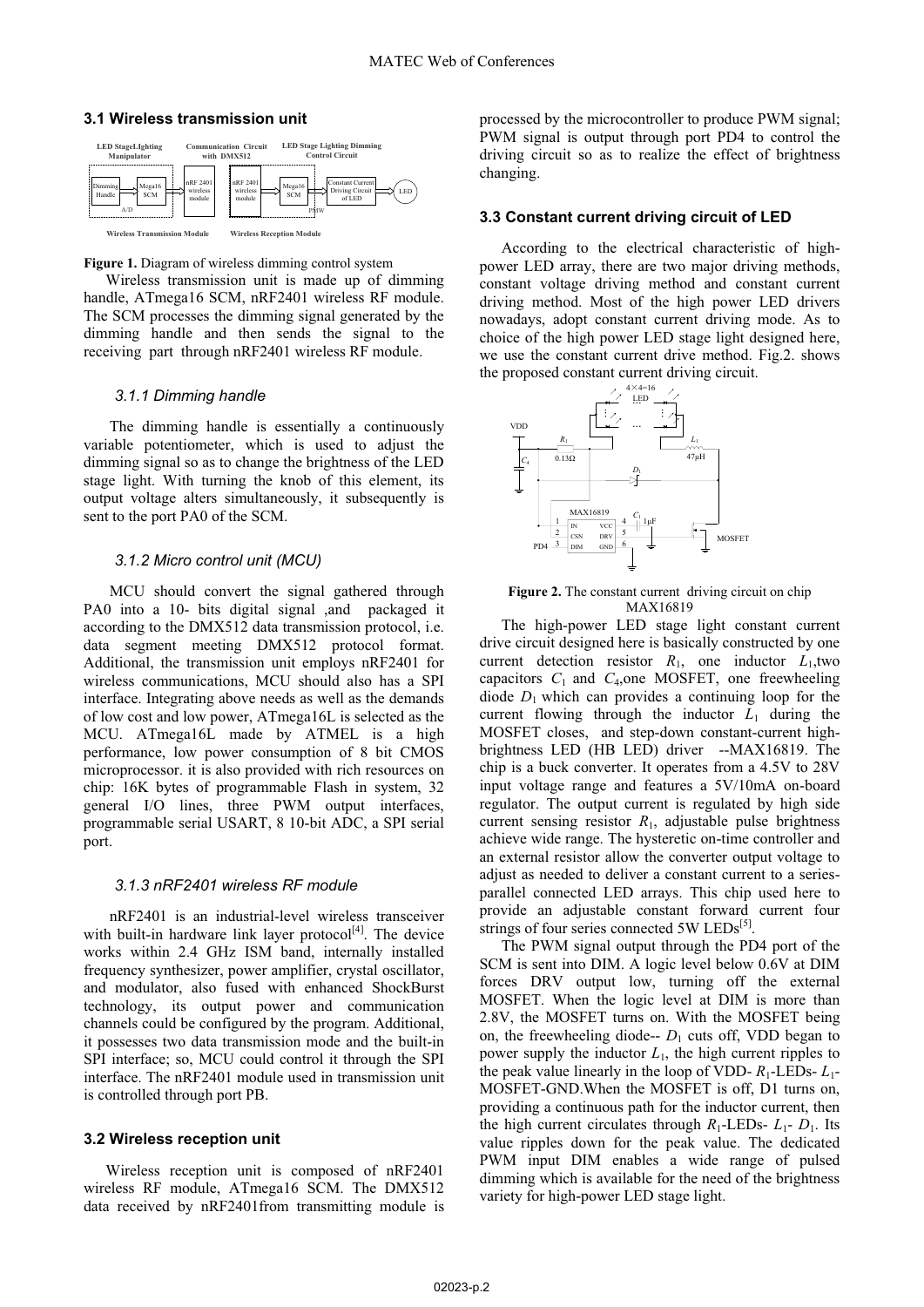### 3.1 Wireless transmission unit

Figure 1. Diagram of wireless dimming control system

Wireless transmission unit is made up of dimming handle, ATmega16 SCM, nRF2401 wireless RF module. The SCM processes the dimming signal generated by the dimming handle and then sends the signal to the receiving part through nRF2401 wireless RF module.

#### 3.1.1 Dimming handle

The dimming handle is essentially a continuously variable potentiometer, which is used to adjust the dimming signal so as to change the brightness of the LED stage light. With turning the knob of this element, its output voltage alters simultaneously, it subsequently is sent to the port PA0 of the SCM.

#### 3.1.2 Micro control unit (MCU)

MCU should convert the signal gathered through PA0 into a 10- bits digital signal ,and packaged it according to the DMX512 data transmission protocol, i.e. data segment meeting DMX512 protocol format. Additional, the transmission unit employs nRF2401 for wireless communications, MCU should also has a SPI interface. Integrating above needs as well as the demands of low cost and low power, ATmega16L is selected as the MCU. ATmega16L made by ATMEL is a high performance, low power consumption of 8 bit CMOS microprocessor. it is also provided with rich resources on chip: 16K bytes of programmable Flash in system, 32 general I/O lines, three PWM output interfaces, programmable serial USART, 8 10-bit ADC, a SPI serial port.

#### 3.1.3 nRF2401 wireless RF module

nRF2401 is an industrial-level wireless transceiver with built-in hardware link layer protocol[4]. The device works within 2.4 GHz ISM band, internally installed frequency synthesizer, power amplifier, crystal oscillator, and modulator, also fused with enhanced ShockBurst technology, its output power and communication channels could be configured by the program. Additional, it possesses two data transmission mode and the built-in SPI interface; so, MCU could control it through the SPI interface. The nRF2401 module used in transmission unit is controlled through port PB.

### 3.2 Wireless reception unit

Wireless reception unit is composed of nRF2401 wireless RF module, ATmega16 SCM. The DMX512 data received by nRF2401from transmitting module is processed by the microcontroller to produce PWM signal; PWM signal is output through port PD4 to control the driving circuit so as to realize the effect of brightness changing.

### 3.3 Constant current driving circuit of LED

According to the electrical characteristic of high-power LED array, there are two major driving methods, constant voltage driving method and constant current driving method. Most of the high power LED drivers nowadays, adopt constant current driving mode. As to choice of the high power LED stage light designed here, we use the constant current drive method. Fig.2. shows the proposed constant current driving circuit.

Figure 2. The constant current driving circuit on chip MAX16819

The high-power LED stage light constant current drive circuit designed here is basically constructed by one current detection resistor $R_1$, one inductor $L_1$,two capacitors $C_1$ and $C_4$,one MOSFET, one freewheeling diode $D_1$ which can provides a continuing loop for the current flowing through the inductor $L_1$ during the MOSFET closes, and step-down constant-current high-brightness LED (HB LED) driver --MAX16819. The chip is a buck converter. It operates from a 4.5V to 28V input voltage range and features a 5V/10mA on-board regulator. The output current is regulated by high side current sensing resistor $R_1$, adjustable pulse brightness achieve wide range. The hysteretic on-time controller and an external resistor allow the converter output voltage to adjust as needed to deliver a constant current to a series-parallel connected LED arrays. This chip used here to provide an adjustable constant forward current four strings of four series connected 5W LEDs[5].

The PWM signal output through the PD4 port of the SCM is sent into DIM. A logic level below 0.6V at DIM forces DRV output low, turning off the external MOSFET. When the logic level at DIM is more than 2.8V, the MOSFET turns on. With the MOSFET being on, the freewheeling diode-- $D_1$ cuts off, VDD began to power supply the inductor $L_1$, the high current ripples to the peak value linearly in the loop of VDD- $R_1$-LEDs- $L_1$-MOSFET-GND.When the MOSFET is off, D1 turns on, providing a continuous path for the inductor current, then the high current circulates through $R_1$-LEDs- $L_1$- $D_1$. Its value ripples down for the peak value. The dedicated PWM input DIM enables a wide range of pulsed dimming which is available for the need of the brightness variety for high-power LED stage light.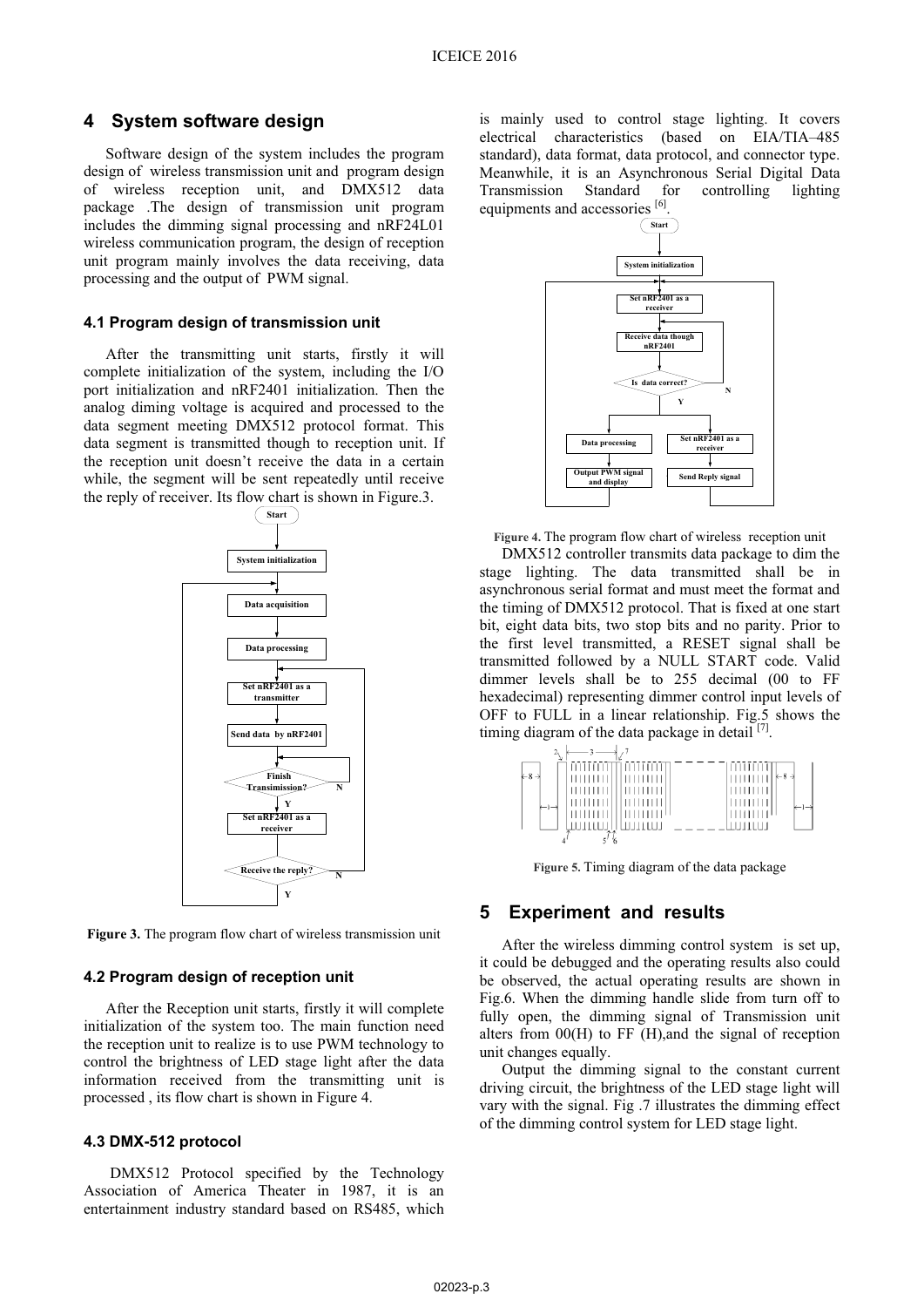## 4 System software design

Software design of the system includes the program design of wireless transmission unit and program design of wireless reception unit, and DMX512 data package .The design of transmission unit program includes the dimming signal processing and nRF24L01 wireless communication program, the design of reception unit program mainly involves the data receiving, data processing and the output of PWM signal.

### 4.1 Program design of transmission unit

After the transmitting unit starts, firstly it will complete initialization of the system, including the I/O port initialization and nRF2401 initialization. Then the analog diming voltage is acquired and processed to the data segment meeting DMX512 protocol format. This data segment is transmitted though to reception unit. If the reception unit doesn't receive the data in a certain while, the segment will be sent repeatedly until receive the reply of receiver. Its flow chart is shown in Figure.3.

**Figure 3.** The program flow chart of wireless transmission unit

### 4.2 Program design of reception unit

After the Reception unit starts, firstly it will complete initialization of the system too. The main function need the reception unit to realize is to use PWM technology to control the brightness of LED stage light after the data information received from the transmitting unit is processed , its flow chart is shown in Figure 4.

### 4.3 DMX-512 protocol

DMX512 Protocol specified by the Technology Association of America Theater in 1987, it is an entertainment industry standard based on RS485, which is mainly used to control stage lighting. It covers electrical characteristics (based on EIA/TIA–485 standard), data format, data protocol, and connector type. Meanwhile, it is an Asynchronous Serial Digital Data Transmission Standard for controlling lighting equipments and accessories [6].

**Figure 4.** The program flow chart of wireless reception unit

DMX512 controller transmits data package to dim the stage lighting. The data transmitted shall be in asynchronous serial format and must meet the format and the timing of DMX512 protocol. That is fixed at one start bit, eight data bits, two stop bits and no parity. Prior to the first level transmitted, a RESET signal shall be transmitted followed by a NULL START code. Valid dimmer levels shall be to 255 decimal (00 to FF hexadecimal) representing dimmer control input levels of OFF to FULL in a linear relationship. Fig.5 shows the timing diagram of the data package in detail [7].

**Figure 5.** Timing diagram of the data package

## 5 Experiment and results

After the wireless dimming control system is set up, it could be debugged and the operating results also could be observed, the actual operating results are shown in Fig.6. When the dimming handle slide from turn off to fully open, the dimming signal of Transmission unit alters from 00(H) to FF (H),and the signal of reception unit changes equally.

Output the dimming signal to the constant current driving circuit, the brightness of the LED stage light will vary with the signal. Fig .7 illustrates the dimming effect of the dimming control system for LED stage light.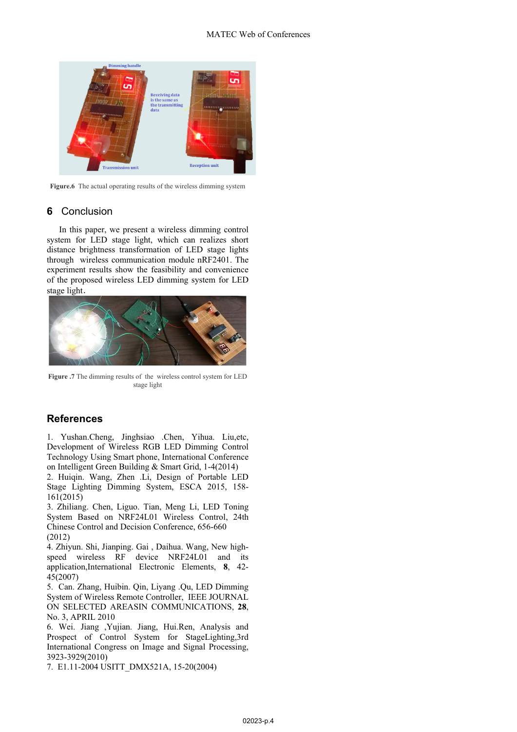Dimming handle

Receiving data is the same as the transmitting data

Transmission unit

Reception unit

**Figure.6** The actual operating results of the wireless dimming system

## 6 Conclusion

In this paper, we present a wireless dimming control system for LED stage light, which can realizes short distance brightness transformation of LED stage lights through wireless communication module nRF2401. The experiment results show the feasibility and convenience of the proposed wireless LED dimming system for LED stage light.

**Figure .7** The dimming results of the wireless control system for LED stage light

## References

1. Yushan.Cheng, Jinghsiao .Chen, Yihua. Liu,etc, Development of Wireless RGB LED Dimming Control Technology Using Smart phone, International Conference on Intelligent Green Building & Smart Grid, 1-4(2014)
2. Huiqin. Wang, Zhen .Li, Design of Portable LED Stage Lighting Dimming System, ESCA 2015, 158-161(2015)
3. Zhiliang. Chen, Liguo. Tian, Meng Li, LED Toning System Based on NRF24L01 Wireless Control, 24th Chinese Control and Decision Conference, 656-660 (2012)
4. Zhiyun. Shi, Jianping. Gai , Daihua. Wang, New high-speed wireless RF device NRF24L01 and its application,International Electronic Elements, **8**, 42-45(2007)
5. Can. Zhang, Huibin. Qin, Liyang .Qu, LED Dimming System of Wireless Remote Controller, IEEE JOURNAL ON SELECTED AREASIN COMMUNICATIONS, **28**, No. 3, APRIL 2010
6. Wei. Jiang ,Yujian. Jiang, Hui.Ren, Analysis and Prospect of Control System for StageLighting,3rd International Congress on Image and Signal Processing, 3923-3929(2010)
7. E1.11-2004 USITT_DMX521A, 15-20(2004)